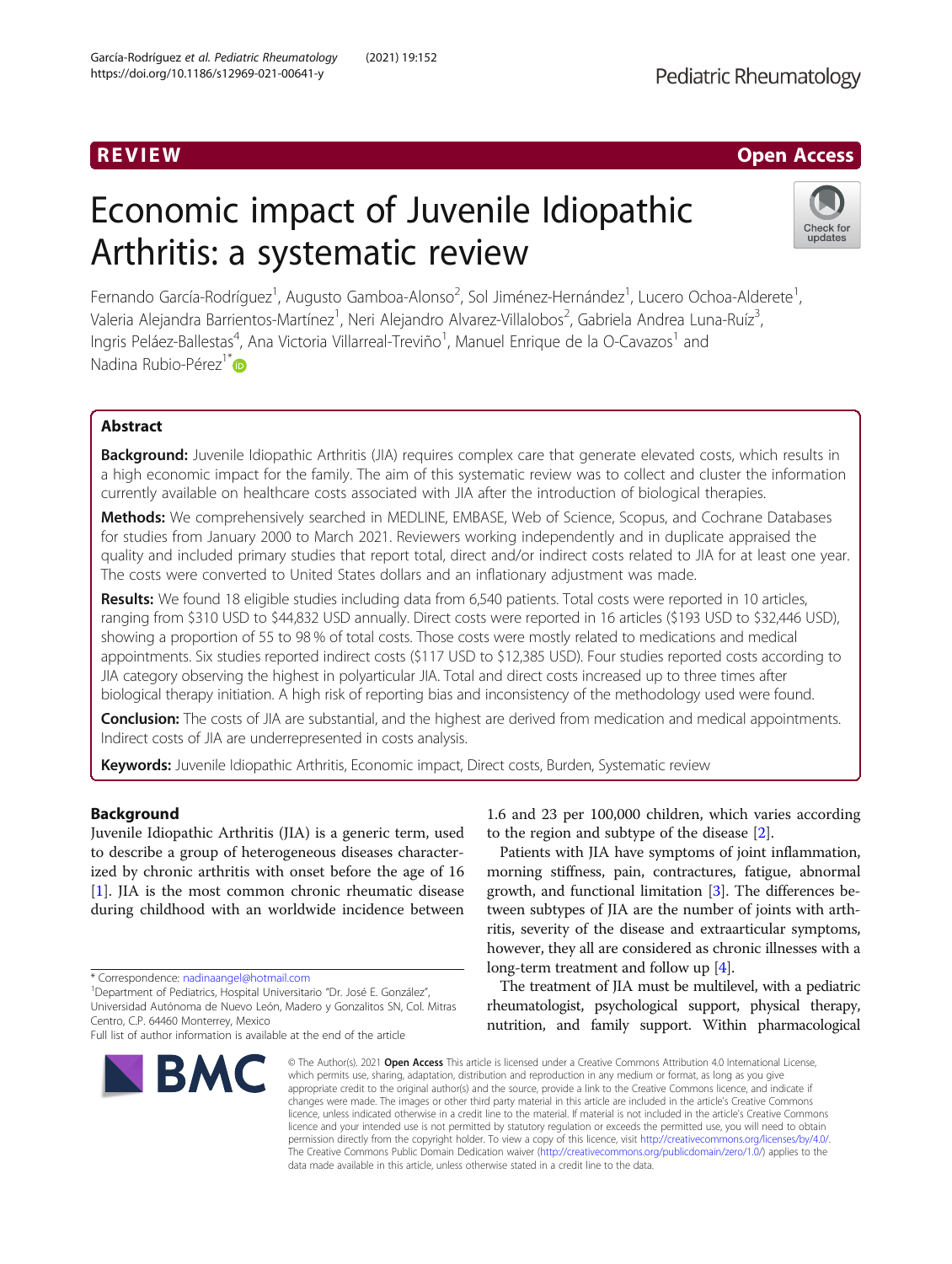REVIEW

Open Access

# Economic impact of Juvenile Idiopathic Arthritis: a systematic review

Fernando García-Rodríguez[1], Augusto Gamboa-Alonso[2], Sol Jiménez-Hernández[1], Lucero Ochoa-Alderete[1], Valeria Alejandra Barrientos-Martínez[1], Neri Alejandro Alvarez-Villalobos[2], Gabriela Andrea Luna-Ruíz[3], Ingris Peláez-Ballestas[4], Ana Victoria Villarreal-Treviño[1], Manuel Enrique de la O-Cavazos[1] and Nadina Rubio-Pérez[1*]

## Abstract

**Background:** Juvenile Idiopathic Arthritis (JIA) requires complex care that generate elevated costs, which results in a high economic impact for the family. The aim of this systematic review was to collect and cluster the information currently available on healthcare costs associated with JIA after the introduction of biological therapies.

**Methods:** We comprehensively searched in MEDLINE, EMBASE, Web of Science, Scopus, and Cochrane Databases for studies from January 2000 to March 2021. Reviewers working independently and in duplicate appraised the quality and included primary studies that report total, direct and/or indirect costs related to JIA for at least one year. The costs were converted to United States dollars and an inflationary adjustment was made.

**Results:** We found 18 eligible studies including data from 6,540 patients. Total costs were reported in 10 articles, ranging from $310 USD to $44,832 USD annually. Direct costs were reported in 16 articles ($193 USD to $32,446 USD), showing a proportion of 55 to 98 % of total costs. Those costs were mostly related to medications and medical appointments. Six studies reported indirect costs ($117 USD to $12,385 USD). Four studies reported costs according to JIA category observing the highest in polyarticular JIA. Total and direct costs increased up to three times after biological therapy initiation. A high risk of reporting bias and inconsistency of the methodology used were found.

**Conclusion:** The costs of JIA are substantial, and the highest are derived from medication and medical appointments. Indirect costs of JIA are underrepresented in costs analysis.

**Keywords:** Juvenile Idiopathic Arthritis, Economic impact, Direct costs, Burden, Systematic review

## Background

Juvenile Idiopathic Arthritis (JIA) is a generic term, used to describe a group of heterogeneous diseases characterized by chronic arthritis with onset before the age of 16 [1]. JIA is the most common chronic rheumatic disease during childhood with an worldwide incidence between 1.6 and 23 per 100,000 children, which varies according to the region and subtype of the disease [2].

Patients with JIA have symptoms of joint inflammation, morning stiffness, pain, contractures, fatigue, abnormal growth, and functional limitation [3]. The differences between subtypes of JIA are the number of joints with arthritis, severity of the disease and extraarticular symptoms, however, they all are considered as chronic illnesses with a long-term treatment and follow up [4].

The treatment of JIA must be multilevel, with a pediatric rheumatologist, psychological support, physical therapy, nutrition, and family support. Within pharmacological

* Correspondence: nadinaangel@hotmail.com
[1]Department of Pediatrics, Hospital Universitario "Dr. José E. González", Universidad Autónoma de Nuevo León, Madero y Gonzalitos SN, Col. Mitras Centro, C.P. 64460 Monterrey, Mexico
Full list of author information is available at the end of the article

© The Author(s). 2021 **Open Access** This article is licensed under a Creative Commons Attribution 4.0 International License, which permits use, sharing, adaptation, distribution and reproduction in any medium or format, as long as you give appropriate credit to the original author(s) and the source, provide a link to the Creative Commons licence, and indicate if changes were made. The images or other third party material in this article are included in the article's Creative Commons licence, unless indicated otherwise in a credit line to the material. If material is not included in the article's Creative Commons licence and your intended use is not permitted by statutory regulation or exceeds the permitted use, you will need to obtain permission directly from the copyright holder. To view a copy of this licence, visit http://creativecommons.org/licenses/by/4.0/. The Creative Commons Public Domain Dedication waiver (http://creativecommons.org/publicdomain/zero/1.0/) applies to the data made available in this article, unless otherwise stated in a credit line to the data.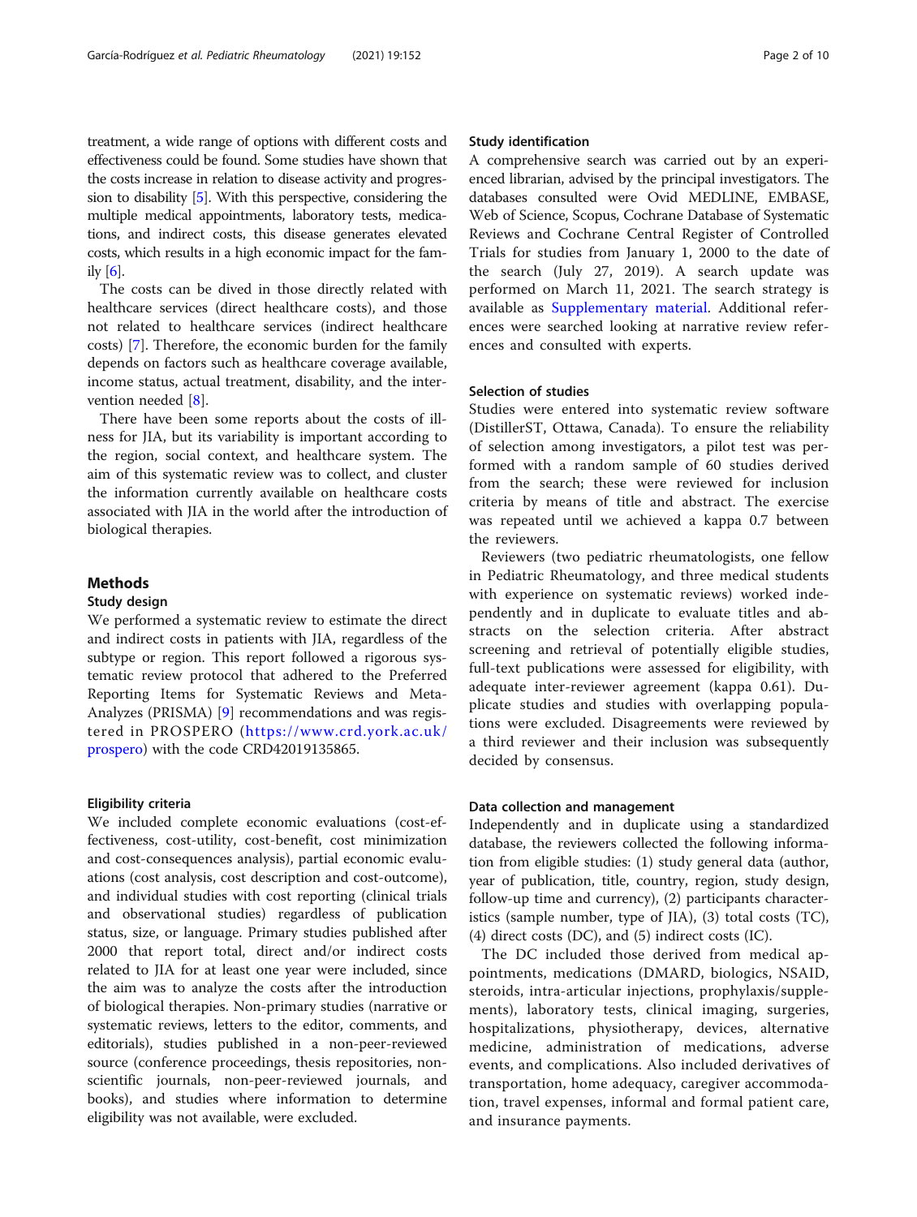treatment, a wide range of options with different costs and effectiveness could be found. Some studies have shown that the costs increase in relation to disease activity and progression to disability [5]. With this perspective, considering the multiple medical appointments, laboratory tests, medications, and indirect costs, this disease generates elevated costs, which results in a high economic impact for the family [6].

The costs can be dived in those directly related with healthcare services (direct healthcare costs), and those not related to healthcare services (indirect healthcare costs) [7]. Therefore, the economic burden for the family depends on factors such as healthcare coverage available, income status, actual treatment, disability, and the intervention needed [8].

There have been some reports about the costs of illness for JIA, but its variability is important according to the region, social context, and healthcare system. The aim of this systematic review was to collect, and cluster the information currently available on healthcare costs associated with JIA in the world after the introduction of biological therapies.

## Methods

### Study design

We performed a systematic review to estimate the direct and indirect costs in patients with JIA, regardless of the subtype or region. This report followed a rigorous systematic review protocol that adhered to the Preferred Reporting Items for Systematic Reviews and Meta-Analyzes (PRISMA) [9] recommendations and was registered in PROSPERO (https://www.crd.york.ac.uk/prospero) with the code CRD42019135865.

### Eligibility criteria

We included complete economic evaluations (cost-effectiveness, cost-utility, cost-benefit, cost minimization and cost-consequences analysis), partial economic evaluations (cost analysis, cost description and cost-outcome), and individual studies with cost reporting (clinical trials and observational studies) regardless of publication status, size, or language. Primary studies published after 2000 that report total, direct and/or indirect costs related to JIA for at least one year were included, since the aim was to analyze the costs after the introduction of biological therapies. Non-primary studies (narrative or systematic reviews, letters to the editor, comments, and editorials), studies published in a non-peer-reviewed source (conference proceedings, thesis repositories, non-scientific journals, non-peer-reviewed journals, and books), and studies where information to determine eligibility was not available, were excluded.

### Study identification

A comprehensive search was carried out by an experienced librarian, advised by the principal investigators. The databases consulted were Ovid MEDLINE, EMBASE, Web of Science, Scopus, Cochrane Database of Systematic Reviews and Cochrane Central Register of Controlled Trials for studies from January 1, 2000 to the date of the search (July 27, 2019). A search update was performed on March 11, 2021. The search strategy is available as Supplementary material. Additional references were searched looking at narrative review references and consulted with experts.

### Selection of studies

Studies were entered into systematic review software (DistillerST, Ottawa, Canada). To ensure the reliability of selection among investigators, a pilot test was performed with a random sample of 60 studies derived from the search; these were reviewed for inclusion criteria by means of title and abstract. The exercise was repeated until we achieved a kappa 0.7 between the reviewers.

Reviewers (two pediatric rheumatologists, one fellow in Pediatric Rheumatology, and three medical students with experience on systematic reviews) worked independently and in duplicate to evaluate titles and abstracts on the selection criteria. After abstract screening and retrieval of potentially eligible studies, full-text publications were assessed for eligibility, with adequate inter-reviewer agreement (kappa 0.61). Duplicate studies and studies with overlapping populations were excluded. Disagreements were reviewed by a third reviewer and their inclusion was subsequently decided by consensus.

### Data collection and management

Independently and in duplicate using a standardized database, the reviewers collected the following information from eligible studies: (1) study general data (author, year of publication, title, country, region, study design, follow-up time and currency), (2) participants characteristics (sample number, type of JIA), (3) total costs (TC), (4) direct costs (DC), and (5) indirect costs (IC).

The DC included those derived from medical appointments, medications (DMARD, biologics, NSAID, steroids, intra-articular injections, prophylaxis/supplements), laboratory tests, clinical imaging, surgeries, hospitalizations, physiotherapy, devices, alternative medicine, administration of medications, adverse events, and complications. Also included derivatives of transportation, home adequacy, caregiver accommodation, travel expenses, informal and formal patient care, and insurance payments.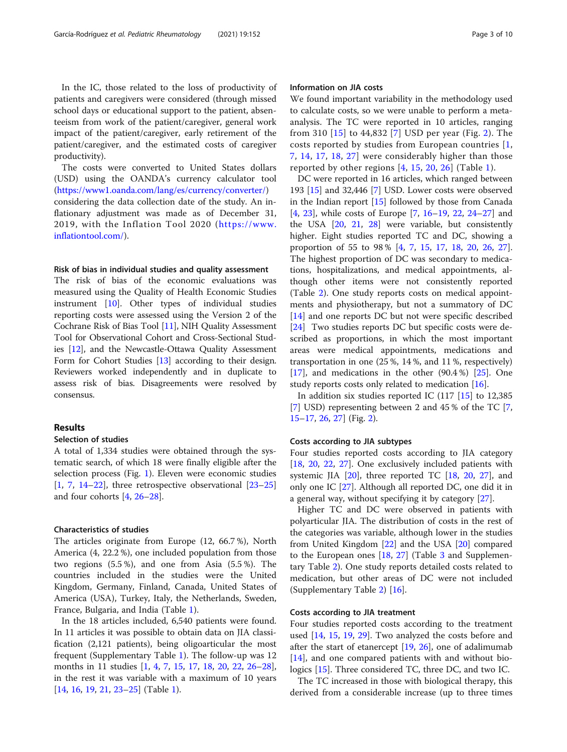In the IC, those related to the loss of productivity of patients and caregivers were considered (through missed school days or educational support to the patient, absenteeism from work of the patient/caregiver, general work impact of the patient/caregiver, early retirement of the patient/caregiver, and the estimated costs of caregiver productivity).

The costs were converted to United States dollars (USD) using the OANDA's currency calculator tool (https://www1.oanda.com/lang/es/currency/converter/) considering the data collection date of the study. An inflationary adjustment was made as of December 31, 2019, with the Inflation Tool 2020 (https://www.inflationtool.com/).

#### Risk of bias in individual studies and quality assessment

The risk of bias of the economic evaluations was measured using the Quality of Health Economic Studies instrument [10]. Other types of individual studies reporting costs were assessed using the Version 2 of the Cochrane Risk of Bias Tool [11], NIH Quality Assessment Tool for Observational Cohort and Cross-Sectional Studies [12], and the Newcastle-Ottawa Quality Assessment Form for Cohort Studies [13] according to their design. Reviewers worked independently and in duplicate to assess risk of bias. Disagreements were resolved by consensus.

## Results

#### Selection of studies

A total of 1,334 studies were obtained through the systematic search, of which 18 were finally eligible after the selection process (Fig. 1). Eleven were economic studies [1, 7, 14–22], three retrospective observational [23–25] and four cohorts [4, 26–28].

#### Characteristics of studies

The articles originate from Europe (12, 66.7 %), North America (4, 22.2 %), one included population from those two regions (5.5 %), and one from Asia (5.5 %). The countries included in the studies were the United Kingdom, Germany, Finland, Canada, United States of America (USA), Turkey, Italy, the Netherlands, Sweden, France, Bulgaria, and India (Table 1).

In the 18 articles included, 6,540 patients were found. In 11 articles it was possible to obtain data on JIA classification (2,121 patients), being oligoarticular the most frequent (Supplementary Table 1). The follow-up was 12 months in 11 studies [1, 4, 7, 15, 17, 18, 20, 22, 26–28], in the rest it was variable with a maximum of 10 years [14, 16, 19, 21, 23–25] (Table 1).

#### Information on JIA costs

We found important variability in the methodology used to calculate costs, so we were unable to perform a meta-analysis. The TC were reported in 10 articles, ranging from 310 [15] to 44,832 [7] USD per year (Fig. 2). The costs reported by studies from European countries [1, 7, 14, 17, 18, 27] were considerably higher than those reported by other regions [4, 15, 20, 26] (Table 1).

DC were reported in 16 articles, which ranged between 193 [15] and 32,446 [7] USD. Lower costs were observed in the Indian report [15] followed by those from Canada [4, 23], while costs of Europe [7, 16–19, 22, 24–27] and the USA [20, 21, 28] were variable, but consistently higher. Eight studies reported TC and DC, showing a proportion of 55 to 98 % [4, 7, 15, 17, 18, 20, 26, 27]. The highest proportion of DC was secondary to medications, hospitalizations, and medical appointments, although other items were not consistently reported (Table 2). One study reports costs on medical appointments and physiotherapy, but not a summatory of DC [14] and one reports DC but not were specific described [24] Two studies reports DC but specific costs were described as proportions, in which the most important areas were medical appointments, medications and transportation in one (25 %, 14 %, and 11 %, respectively) [17], and medications in the other (90.4 %) [25]. One study reports costs only related to medication [16].

In addition six studies reported IC (117 [15] to 12,385 [7] USD) representing between 2 and 45 % of the TC [7, 15–17, 26, 27] (Fig. 2).

#### Costs according to JIA subtypes

Four studies reported costs according to JIA category [18, 20, 22, 27]. One exclusively included patients with systemic JIA [20], three reported TC [18, 20, 27], and only one IC [27]. Although all reported DC, one did it in a general way, without specifying it by category [27].

Higher TC and DC were observed in patients with polyarticular JIA. The distribution of costs in the rest of the categories was variable, although lower in the studies from United Kingdom [22] and the USA [20] compared to the European ones [18, 27] (Table 3 and Supplementary Table 2). One study reports detailed costs related to medication, but other areas of DC were not included (Supplementary Table 2) [16].

#### Costs according to JIA treatment

Four studies reported costs according to the treatment used [14, 15, 19, 29]. Two analyzed the costs before and after the start of etanercept [19, 26], one of adalimumab [14], and one compared patients with and without biologics [15]. Three considered TC, three DC, and two IC.

The TC increased in those with biological therapy, this derived from a considerable increase (up to three times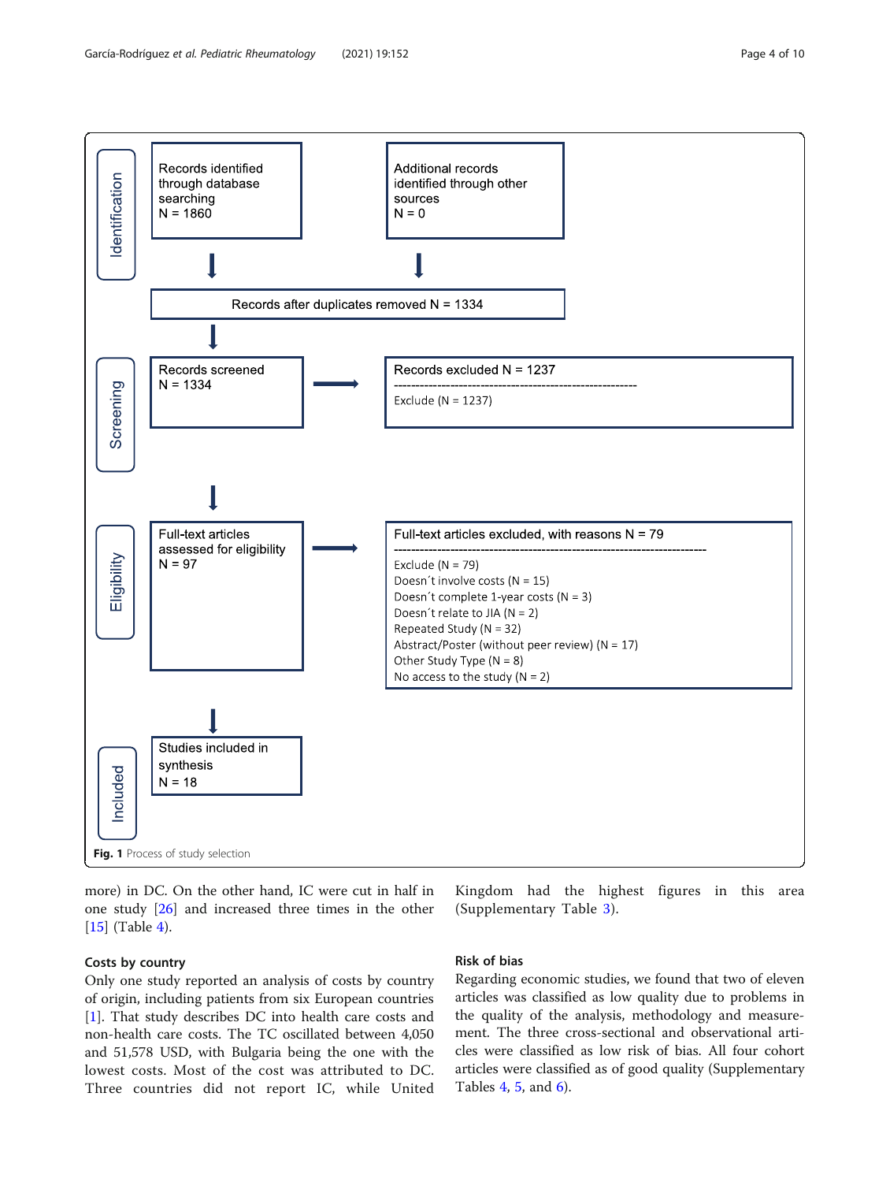Identification

Records identified through database searching
N = 1860

Additional records identified through other sources
N = 0

Records after duplicates removed N = 1334

Screening

Records screened
N = 1334

Records excluded N = 1237

Exclude (N = 1237)

Eligibility

Full-text articles assessed for eligibility
N = 97

Full-text articles excluded, with reasons N = 79

Exclude (N = 79)
Doesn´t involve costs (N = 15)
Doesn´t complete 1-year costs (N = 3)
Doesn´t relate to JIA (N = 2)
Repeated Study (N = 32)
Abstract/Poster (without peer review) (N = 17)
Other Study Type (N = 8)
No access to the study (N = 2)

Included

Studies included in synthesis
N = 18

**Fig. 1** Process of study selection

more) in DC. On the other hand, IC were cut in half in one study [26] and increased three times in the other [15] (Table 4).

### Costs by country

Only one study reported an analysis of costs by country of origin, including patients from six European countries [1]. That study describes DC into health care costs and non-health care costs. The TC oscillated between 4,050 and 51,578 USD, with Bulgaria being the one with the lowest costs. Most of the cost was attributed to DC. Three countries did not report IC, while United Kingdom had the highest figures in this area (Supplementary Table 3).

### Risk of bias

Regarding economic studies, we found that two of eleven articles was classified as low quality due to problems in the quality of the analysis, methodology and measurement. The three cross-sectional and observational articles were classified as low risk of bias. All four cohort articles were classified as of good quality (Supplementary Tables 4, 5, and 6).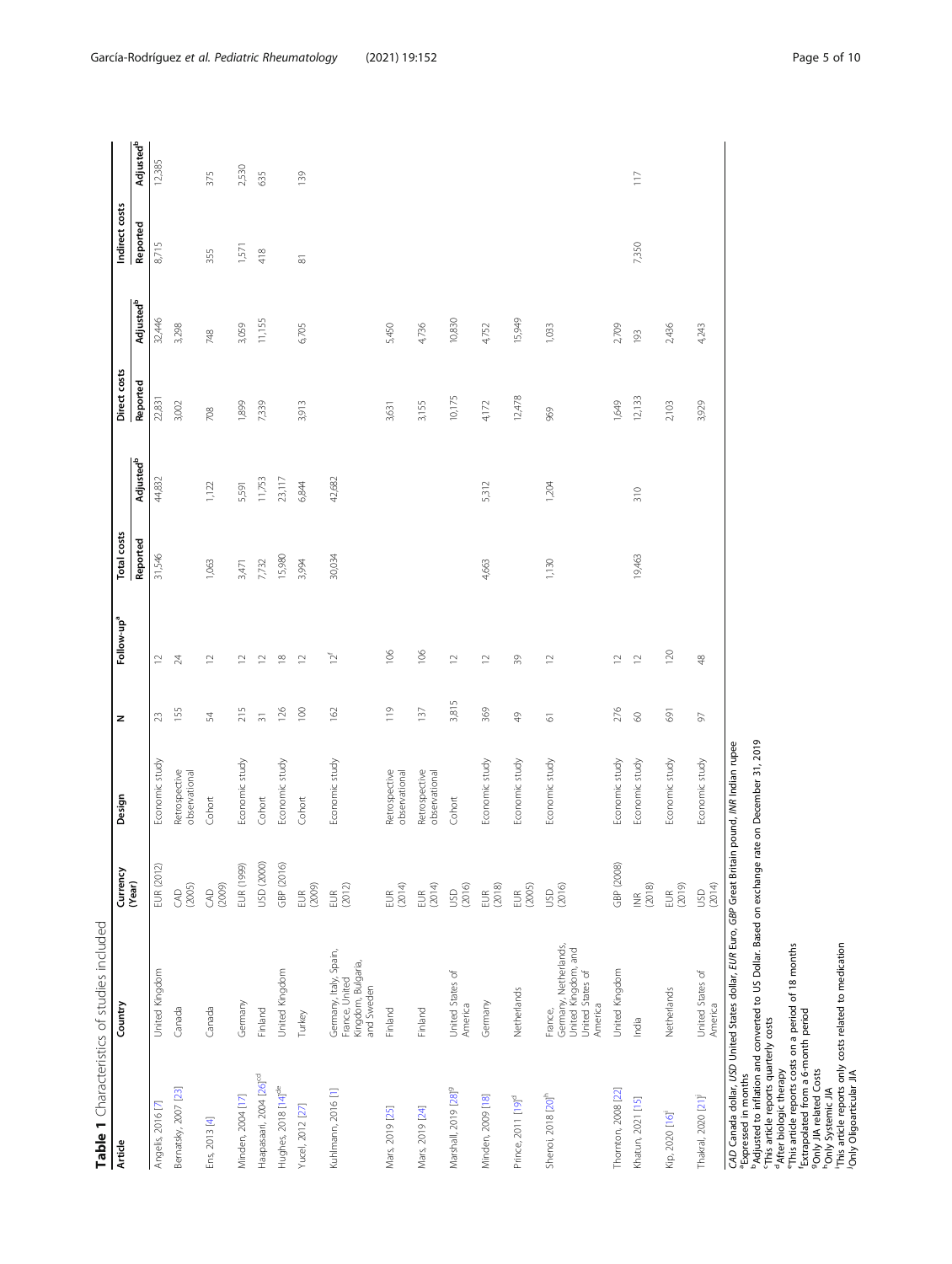**Table 1** Characteristics of studies included

| Article | Country | Currency (Year) | Design | N | Follow-up[a] | Total costs | | Direct costs | | Indirect costs | |
|---|---|---|---|---|---|---|---|---|---|---|---|
| | | | | | | Reported | Adjusted[b] | Reported | Adjusted[b] | Reported | Adjusted[b] |
| Angelis, 2016 [7] | United Kingdom | EUR (2012) | Economic study | 23 | 12 | 31,546 | 44,832 | 22,831 | 32,446 | 8,715 | 12,385 |
| Bernatsky, 2007 [23] | Canada | CAD (2005) | Retrospective observational | 155 | 24 | | | 3,002 | 3,298 | | |
| Ens, 2013 [4] | Canada | CAD (2009) | Cohort | 54 | 12 | 1,063 | 1,122 | 708 | 748 | 355 | 375 |
| Minden, 2004 [17] | Germany | EUR (1999) | Economic study | 215 | 12 | 3,471 | 5,591 | 1,899 | 3,059 | 1,571 | 2,530 |
| Haapasaari, 2004 [26][c,d] | Finland | USD (2000) | Cohort | 31 | 12 | 7,732 | 11,753 | 7,339 | 11,155 | 418 | 635 |
| Hughes, 2018 [14][d,e] | United Kingdom | GBP (2016) | Economic study | 126 | 18 | 15,980 | 23,117 | | | | |
| Yucel, 2012 [27] | Turkey | EUR (2009) | Cohort | 100 | 12 | 3,994 | 6,844 | 3,913 | 6,705 | 81 | 139 |
| Kuhlmann, 2016 [1] | Germany, Italy, Spain, France, United Kingdom, Bulgaria, and Sweden | EUR (2012) | Economic study | 162 | 12[f] | 30,034 | 42,682 | | | | |
| Mars, 2019 [25] | Finland | EUR (2014) | Retrospective observational | 119 | 106 | | | 3,631 | 5,450 | | |
| Mars, 2019 [24] | Finland | EUR (2014) | Retrospective observational | 137 | 106 | | | 3,155 | 4,736 | | |
| Marshall, 2019 [28][g] | United States of America | USD (2016) | Cohort | 3,815 | 12 | | | 10,175 | 10,830 | | |
| Minden, 2009 [18] | Germany | EUR (2018) | Economic study | 369 | 12 | 4,663 | 5,312 | 4,172 | 4,752 | | |
| Prince, 2011 [19][d] | Netherlands | EUR (2005) | Economic study | 49 | 39 | | | 12,478 | 15,949 | | |
| Shenoi, 2018 [20][h] | France, Germany, Netherlands, United Kingdom, and United States of America | USD (2016) | Economic study | 61 | 12 | 1,130 | 1,204 | 969 | 1,033 | | |
| Thornton, 2008 [22] | United Kingdom | GBP (2008) | Economic study | 276 | 12 | | | 1,649 | 2,709 | | |
| Khatun, 2021 [15] | India | INR (2018) | Economic study | 60 | 12 | 19,463 | 310 | 12,133 | 193 | 7,350 | 117 |
| Kip, 2020 [16][i] | Netherlands | EUR (2019) | Economic study | 691 | 120 | | | 2,103 | 2,436 | | |
| Thakral, 2020 [21][j] | United States of America | USD (2014) | Economic study | 97 | 48 | | | 3,929 | 4,243 | | |

*CAD* Canada dollar, *USD* United States dollar, *EUR* Euro, *GBP* Great Britain pound, *INR* Indian rupee

[a] Expressed in months

[b] Adjusted to inflation and converted to US Dollar. Based on exchange rate on December 31, 2019

[c] This article reports quarterly costs

[d] After biologic therapy

[e] This article reports costs on a period of 18 months

[f] Extrapolated from a 6-month period

[g] Only JIA related Costs

[h] Only Systemic JIA

[i] This article reports only costs related to medication

[j] Only Oligoarticular JIA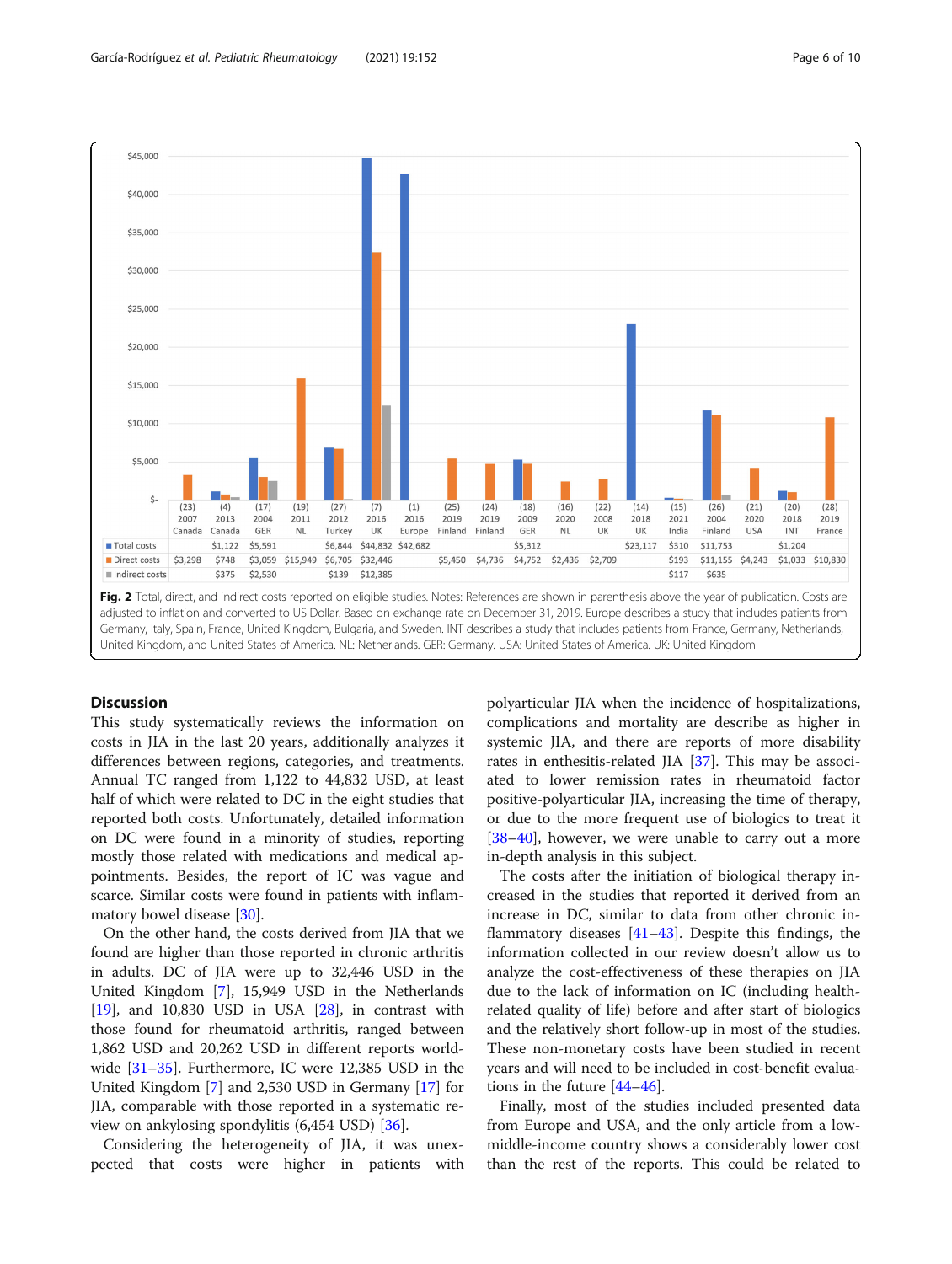| | (23) 2007 Canada | (4) 2013 Canada | (17) 2004 GER | (19) 2011 NL | (27) 2012 Turkey | (7) 2016 UK | (1) 2016 Europe | (25) 2019 Finland | (24) 2019 Finland | (18) 2009 GER | (16) 2020 NL | (22) 2008 UK | (14) 2018 UK | (15) 2021 India | (26) 2004 Finland | (21) 2020 USA | (20) 2018 INT | (28) 2019 France |
|---|---|---|---|---|---|---|---|---|---|---|---|---|---|---|---|---|---|---|
| Total costs | | $1,122 | $5,591 | | $6,844 | $44,832 | $42,682 | | | $5,312 | | | $23,117 | $310 | $11,753 | | $1,204 | |
| Direct costs | $3,298 | $748 | $3,059 | $15,949 | $6,705 | $32,446 | | $5,450 | $4,736 | $4,752 | $2,436 | $2,709 | | $193 | $11,155 | $4,243 | $1,033 | $10,830 |
| Indirect costs | | $375 | $2,530 | | $139 | $12,385 | | | | | | | | $117 | $635 | | | |

**Fig. 2** Total, direct, and indirect costs reported on eligible studies. Notes: References are shown in parenthesis above the year of publication. Costs are adjusted to inflation and converted to US Dollar. Based on exchange rate on December 31, 2019. Europe describes a study that includes patients from Germany, Italy, Spain, France, United Kingdom, Bulgaria, and Sweden. INT describes a study that includes patients from France, Germany, Netherlands, United Kingdom, and United States of America. NL: Netherlands. GER: Germany. USA: United States of America. UK: United Kingdom

## Discussion

This study systematically reviews the information on costs in JIA in the last 20 years, additionally analyzes it differences between regions, categories, and treatments. Annual TC ranged from 1,122 to 44,832 USD, at least half of which were related to DC in the eight studies that reported both costs. Unfortunately, detailed information on DC were found in a minority of studies, reporting mostly those related with medications and medical appointments. Besides, the report of IC was vague and scarce. Similar costs were found in patients with inflammatory bowel disease [30].

On the other hand, the costs derived from JIA that we found are higher than those reported in chronic arthritis in adults. DC of JIA were up to 32,446 USD in the United Kingdom [7], 15,949 USD in the Netherlands [19], and 10,830 USD in USA [28], in contrast with those found for rheumatoid arthritis, ranged between 1,862 USD and 20,262 USD in different reports worldwide [31–35]. Furthermore, IC were 12,385 USD in the United Kingdom [7] and 2,530 USD in Germany [17] for JIA, comparable with those reported in a systematic review on ankylosing spondylitis (6,454 USD) [36].

Considering the heterogeneity of JIA, it was unexpected that costs were higher in patients with polyarticular JIA when the incidence of hospitalizations, complications and mortality are describe as higher in systemic JIA, and there are reports of more disability rates in enthesitis-related JIA [37]. This may be associated to lower remission rates in rheumatoid factor positive-polyarticular JIA, increasing the time of therapy, or due to the more frequent use of biologics to treat it [38–40], however, we were unable to carry out a more in-depth analysis in this subject.

The costs after the initiation of biological therapy increased in the studies that reported it derived from an increase in DC, similar to data from other chronic inflammatory diseases [41–43]. Despite this findings, the information collected in our review doesn't allow us to analyze the cost-effectiveness of these therapies on JIA due to the lack of information on IC (including health-related quality of life) before and after start of biologics and the relatively short follow-up in most of the studies. These non-monetary costs have been studied in recent years and will need to be included in cost-benefit evaluations in the future [44–46].

Finally, most of the studies included presented data from Europe and USA, and the only article from a low-middle-income country shows a considerably lower cost than the rest of the reports. This could be related to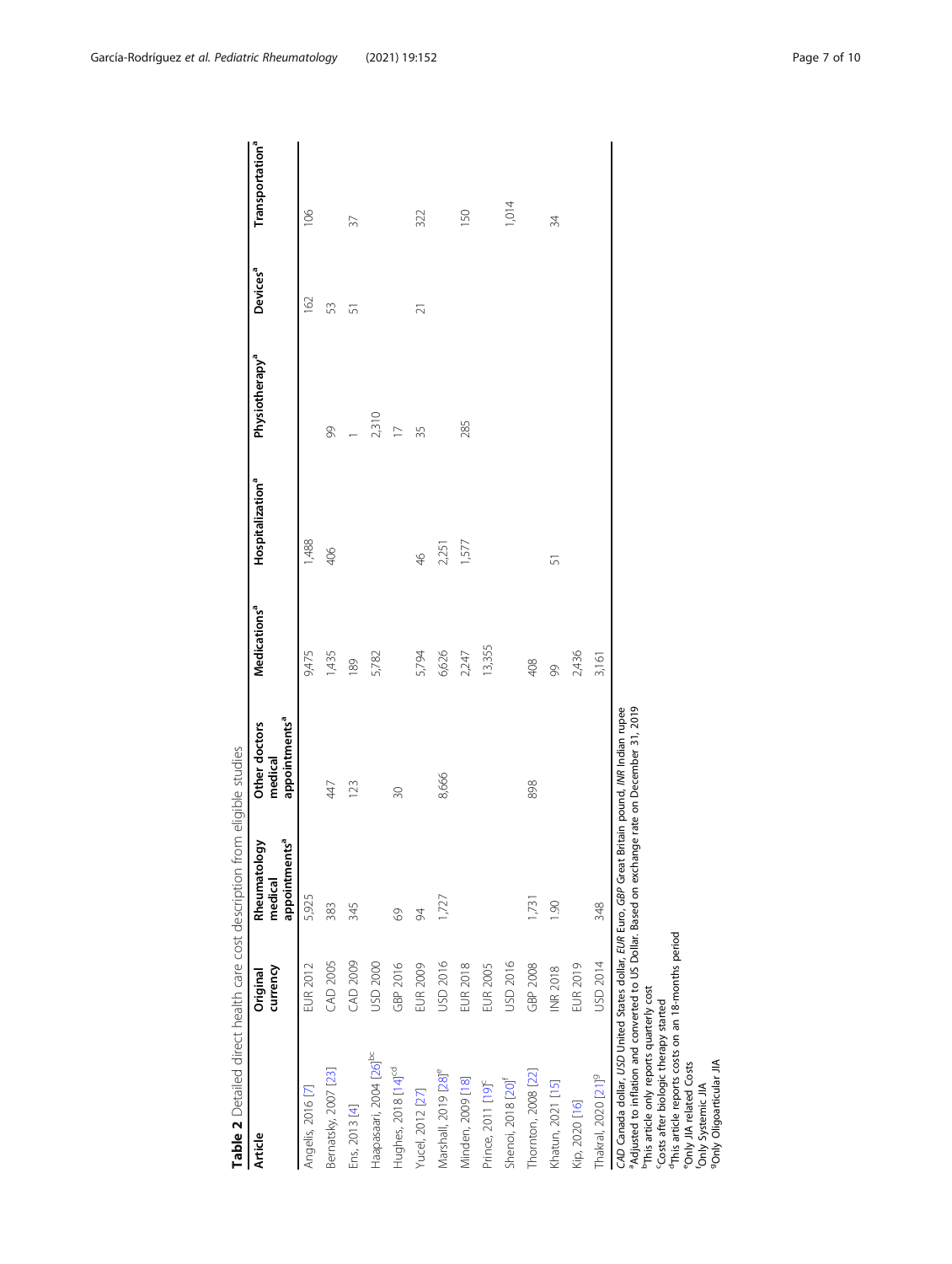**Table 2** Detailed direct health care cost description from eligible studies

| Article | Original currency | Rheumatology medical appointments[a] | Other doctors medical appointments[a] | Medications[a] | Hospitalization[a] | Physiotherapy[a] | Devices[a] | Transportation[a] |
|---|---|---|---|---|---|---|---|---|
| Angelis, 2016 [7] | EUR 2012 | 5,925 | | 9,475 | 1,488 | | 162 | 106 |
| Bernatsky, 2007 [23] | CAD 2005 | 383 | 447 | 1,435 | 406 | 99 | 53 | |
| Ens, 2013 [4] | CAD 2009 | 345 | 123 | 189 | | 1 | 51 | 37 |
| Haapasaari, 2004 [26][bc] | USD 2000 | | | 5,782 | | 2,310 | | |
| Hughes, 2018 [14][cd] | GBP 2016 | 69 | 30 | | | 17 | | |
| Yucel, 2012 [27] | EUR 2009 | 94 | | 5,794 | 46 | 35 | 21 | 322 |
| Marshall, 2019 [28][e] | USD 2016 | 1,727 | 8,666 | 6,626 | 2,251 | | | |
| Minden, 2009 [18] | EUR 2018 | | | 2,247 | 1,577 | 285 | | 150 |
| Prince, 2011 [19][c] | EUR 2005 | | | 13,355 | | | | |
| Shenoi, 2018 [20][f] | USD 2016 | | | | | | | 1,014 |
| Thornton, 2008 [22] | GBP 2008 | 1,731 | 898 | 408 | | | | |
| Khatun, 2021 [15] | INR 2018 | 1.90 | | 99 | 51 | | | 34 |
| Kip, 2020 [16] | EUR 2019 | | | 2,436 | | | | |
| Thakral, 2020 [21][g] | USD 2014 | 348 | | 3,161 | | | | |

*CAD* Canada dollar, *USD* United States dollar, *EUR* Euro, *GBP* Great Britain pound, *INR* Indian rupee
[a]Adjusted to inflation and converted to US Dollar. Based on exchange rate on December 31, 2019
[b]This article only reports quarterly cost
[c]Costs after biologic therapy started
[d]This article reports costs on an 18-months period
[e]Only JIA related Costs
[f]Only Systemic JIA
[g]Only Oligoarticular JIA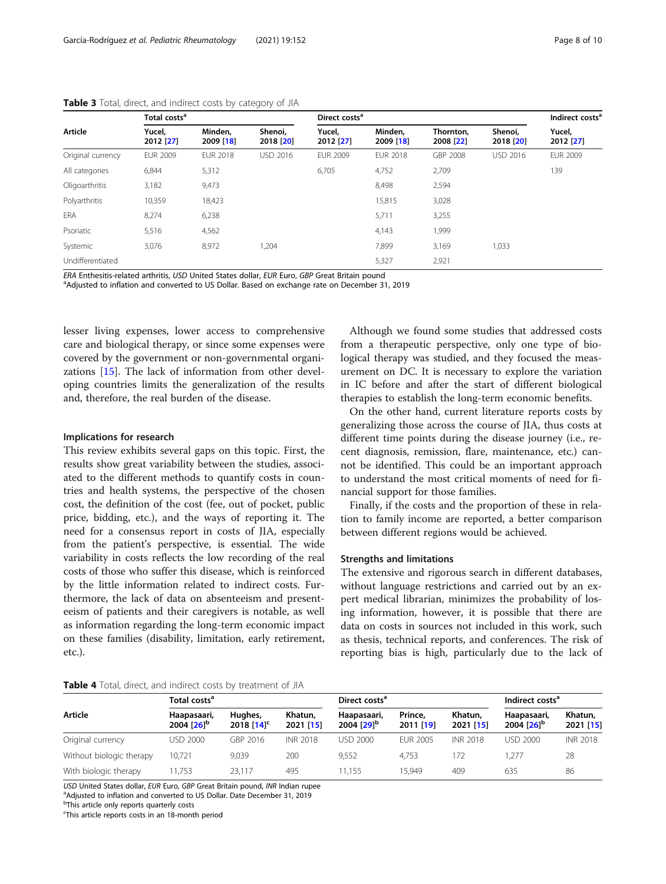**Table 3** Total, direct, and indirect costs by category of JIA

| Article | Total costs[a] | | | Direct costs[a] | | | | Indirect costs[a] |
|---|---|---|---|---|---|---|---|---|
| | Yucel, 2012 [27] | Minden, 2009 [18] | Shenoi, 2018 [20] | Yucel, 2012 [27] | Minden, 2009 [18] | Thornton, 2008 [22] | Shenoi, 2018 [20] | Yucel, 2012 [27] |
| Original currency | EUR 2009 | EUR 2018 | USD 2016 | EUR 2009 | EUR 2018 | GBP 2008 | USD 2016 | EUR 2009 |
| All categories | 6,844 | 5,312 | | 6,705 | 4,752 | 2,709 | | 139 |
| Oligoarthritis | 3,182 | 9,473 | | | 8,498 | 2,594 | | |
| Polyarthritis | 10,359 | 18,423 | | | 15,815 | 3,028 | | |
| ERA | 8,274 | 6,238 | | | 5,711 | 3,255 | | |
| Psoriatic | 5,516 | 4,562 | | | 4,143 | 1,999 | | |
| Systemic | 3,076 | 8,972 | 1,204 | | 7,899 | 3,169 | 1,033 | |
| Undifferentiated | | | | | 5,327 | 2,921 | | |

*ERA* Enthesitis-related arthritis, *USD* United States dollar, *EUR* Euro, *GBP* Great Britain pound
[a]Adjusted to inflation and converted to US Dollar. Based on exchange rate on December 31, 2019

lesser living expenses, lower access to comprehensive care and biological therapy, or since some expenses were covered by the government or non-governmental organizations [15]. The lack of information from other developing countries limits the generalization of the results and, therefore, the real burden of the disease.

#### Implications for research

This review exhibits several gaps on this topic. First, the results show great variability between the studies, associated to the different methods to quantify costs in countries and health systems, the perspective of the chosen cost, the definition of the cost (fee, out of pocket, public price, bidding, etc.), and the ways of reporting it. The need for a consensus report in costs of JIA, especially from the patient's perspective, is essential. The wide variability in costs reflects the low recording of the real costs of those who suffer this disease, which is reinforced by the little information related to indirect costs. Furthermore, the lack of data on absenteeism and presenteeism of patients and their caregivers is notable, as well as information regarding the long-term economic impact on these families (disability, limitation, early retirement, etc.).

Although we found some studies that addressed costs from a therapeutic perspective, only one type of biological therapy was studied, and they focused the measurement on DC. It is necessary to explore the variation in IC before and after the start of different biological therapies to establish the long-term economic benefits.

On the other hand, current literature reports costs by generalizing those across the course of JIA, thus costs at different time points during the disease journey (i.e., recent diagnosis, remission, flare, maintenance, etc.) cannot be identified. This could be an important approach to understand the most critical moments of need for financial support for those families.

Finally, if the costs and the proportion of these in relation to family income are reported, a better comparison between different regions would be achieved.

#### Strengths and limitations

The extensive and rigorous search in different databases, without language restrictions and carried out by an expert medical librarian, minimizes the probability of losing information, however, it is possible that there are data on costs in sources not included in this work, such as thesis, technical reports, and conferences. The risk of reporting bias is high, particularly due to the lack of

**Table 4** Total, direct, and indirect costs by treatment of JIA

| Article | Total costs[a] | | | Direct costs[a] | | | Indirect costs[a] | |
|---|---|---|---|---|---|---|---|---|
| | Haapasaari, 2004 [26][b] | Hughes, 2018 [14][c] | Khatun, 2021 [15] | Haapasaari, 2004 [29][b] | Prince, 2011 [19] | Khatun, 2021 [15] | Haapasaari, 2004 [26][b] | Khatun, 2021 [15] |
| Original currency | USD 2000 | GBP 2016 | INR 2018 | USD 2000 | EUR 2005 | INR 2018 | USD 2000 | INR 2018 |
| Without biologic therapy | 10,721 | 9,039 | 200 | 9,552 | 4,753 | 172 | 1,277 | 28 |
| With biologic therapy | 11,753 | 23,117 | 495 | 11,155 | 15,949 | 409 | 635 | 86 |

*USD* United States dollar, *EUR* Euro, *GBP* Great Britain pound, *INR* Indian rupee
[a]Adjusted to inflation and converted to US Dollar. Date December 31, 2019
[b]This article only reports quarterly costs
[c]This article reports costs in an 18-month period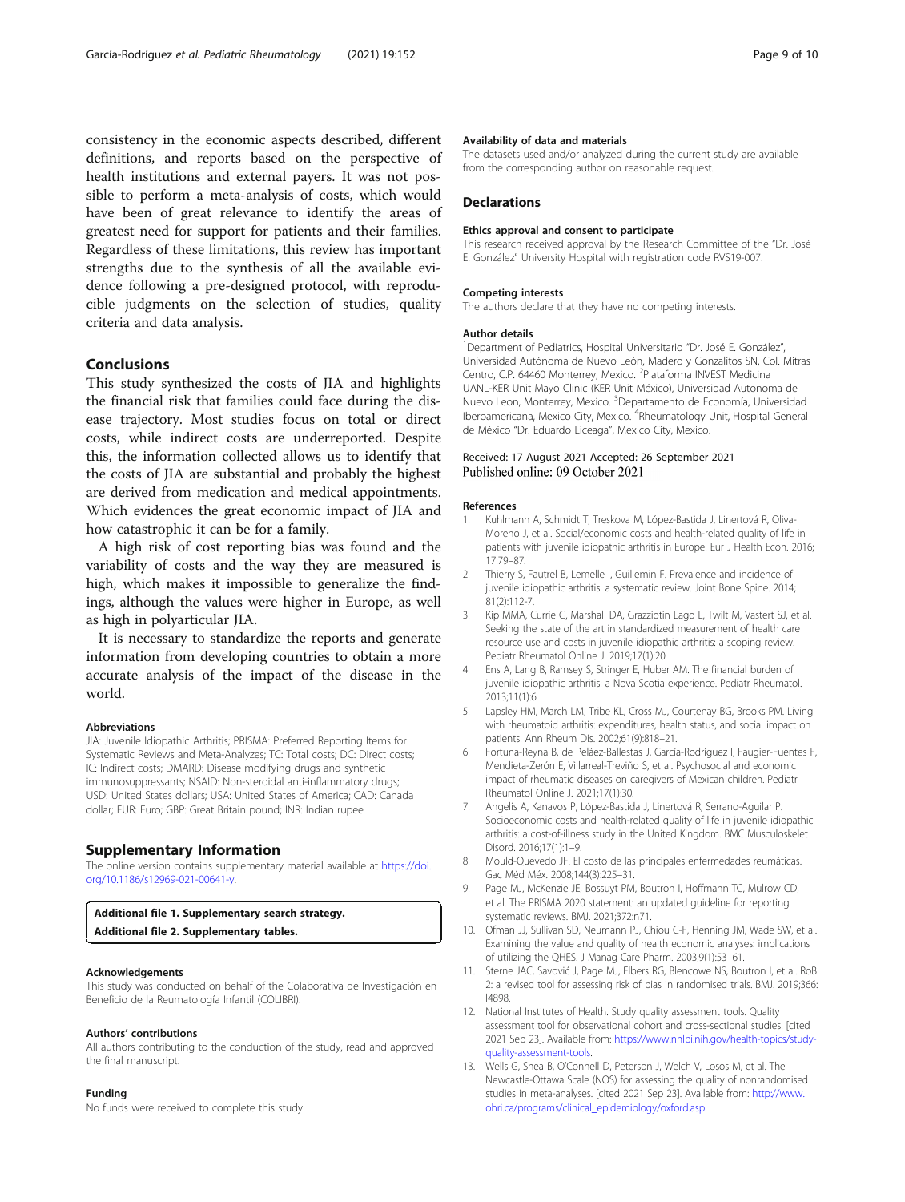consistency in the economic aspects described, different definitions, and reports based on the perspective of health institutions and external payers. It was not possible to perform a meta-analysis of costs, which would have been of great relevance to identify the areas of greatest need for support for patients and their families. Regardless of these limitations, this review has important strengths due to the synthesis of all the available evidence following a pre-designed protocol, with reproducible judgments on the selection of studies, quality criteria and data analysis.

## Conclusions

This study synthesized the costs of JIA and highlights the financial risk that families could face during the disease trajectory. Most studies focus on total or direct costs, while indirect costs are underreported. Despite this, the information collected allows us to identify that the costs of JIA are substantial and probably the highest are derived from medication and medical appointments. Which evidences the great economic impact of JIA and how catastrophic it can be for a family.

A high risk of cost reporting bias was found and the variability of costs and the way they are measured is high, which makes it impossible to generalize the findings, although the values were higher in Europe, as well as high in polyarticular JIA.

It is necessary to standardize the reports and generate information from developing countries to obtain a more accurate analysis of the impact of the disease in the world.

#### Abbreviations

JIA: Juvenile Idiopathic Arthritis; PRISMA: Preferred Reporting Items for Systematic Reviews and Meta-Analyzes; TC: Total costs; DC: Direct costs; IC: Indirect costs; DMARD: Disease modifying drugs and synthetic immunosuppressants; NSAID: Non-steroidal anti-inflammatory drugs; USD: United States dollars; USA: United States of America; CAD: Canada dollar; EUR: Euro; GBP: Great Britain pound; INR: Indian rupee

## Supplementary Information

The online version contains supplementary material available at https://doi.org/10.1186/s12969-021-00641-y.

**Additional file 1. Supplementary search strategy.**
**Additional file 2. Supplementary tables.**

#### Acknowledgements

This study was conducted on behalf of the Colaborativa de Investigación en Beneficio de la Reumatología Infantil (COLIBRI).

#### Authors' contributions

All authors contributing to the conduction of the study, read and approved the final manuscript.

#### Funding

No funds were received to complete this study.

#### Availability of data and materials

The datasets used and/or analyzed during the current study are available from the corresponding author on reasonable request.

## Declarations

#### Ethics approval and consent to participate

This research received approval by the Research Committee of the "Dr. José E. González" University Hospital with registration code RVS19-007.

#### Competing interests

The authors declare that they have no competing interests.

#### Author details

[1]Department of Pediatrics, Hospital Universitario "Dr. José E. González", Universidad Autónoma de Nuevo León, Madero y Gonzalitos SN, Col. Mitras Centro, C.P. 64460 Monterrey, Mexico. [2]Plataforma INVEST Medicina UANL-KER Unit Mayo Clinic (KER Unit México), Universidad Autonoma de Nuevo Leon, Monterrey, Mexico. [3]Departamento de Economía, Universidad Iberoamericana, Mexico City, Mexico. [4]Rheumatology Unit, Hospital General de México "Dr. Eduardo Liceaga", Mexico City, Mexico.

Received: 17 August 2021 Accepted: 26 September 2021
Published online: 09 October 2021

#### References

1. Kuhlmann A, Schmidt T, Treskova M, López-Bastida J, Linertová R, Oliva-Moreno J, et al. Social/economic costs and health-related quality of life in patients with juvenile idiopathic arthritis in Europe. Eur J Health Econ. 2016; 17:79–87.
2. Thierry S, Fautrel B, Lemelle I, Guillemin F. Prevalence and incidence of juvenile idiopathic arthritis: a systematic review. Joint Bone Spine. 2014; 81(2):112-7.
3. Kip MMA, Currie G, Marshall DA, Grazziotin Lago L, Twilt M, Vastert SJ, et al. Seeking the state of the art in standardized measurement of health care resource use and costs in juvenile idiopathic arthritis: a scoping review. Pediatr Rheumatol Online J. 2019;17(1):20.
4. Ens A, Lang B, Ramsey S, Stringer E, Huber AM. The financial burden of juvenile idiopathic arthritis: a Nova Scotia experience. Pediatr Rheumatol. 2013;11(1):6.
5. Lapsley HM, March LM, Tribe KL, Cross MJ, Courtenay BG, Brooks PM. Living with rheumatoid arthritis: expenditures, health status, and social impact on patients. Ann Rheum Dis. 2002;61(9):818–21.
6. Fortuna-Reyna B, de Peláez-Ballestas J, García-Rodríguez I, Faugier-Fuentes F, Mendieta-Zerón E, Villarreal-Treviño S, et al. Psychosocial and economic impact of rheumatic diseases on caregivers of Mexican children. Pediatr Rheumatol Online J. 2021;17(1):30.
7. Angelis A, Kanavos P, López-Bastida J, Linertová R, Serrano-Aguilar P. Socioeconomic costs and health-related quality of life in juvenile idiopathic arthritis: a cost-of-illness study in the United Kingdom. BMC Musculoskelet Disord. 2016;17(1):1–9.
8. Mould-Quevedo JF. El costo de las principales enfermedades reumáticas. Gac Méd Méx. 2008;144(3):225–31.
9. Page MJ, McKenzie JE, Bossuyt PM, Boutron I, Hoffmann TC, Mulrow CD, et al. The PRISMA 2020 statement: an updated guideline for reporting systematic reviews. BMJ. 2021;372:n71.
10. Ofman JJ, Sullivan SD, Neumann PJ, Chiou C-F, Henning JM, Wade SW, et al. Examining the value and quality of health economic analyses: implications of utilizing the QHES. J Manag Care Pharm. 2003;9(1):53–61.
11. Sterne JAC, Savović J, Page MJ, Elbers RG, Blencowe NS, Boutron I, et al. RoB 2: a revised tool for assessing risk of bias in randomised trials. BMJ. 2019;366: l4898.
12. National Institutes of Health. Study quality assessment tools. Quality assessment tool for observational cohort and cross-sectional studies. [cited 2021 Sep 23]. Available from: https://www.nhlbi.nih.gov/health-topics/study-quality-assessment-tools.
13. Wells G, Shea B, O'Connell D, Peterson J, Welch V, Losos M, et al. The Newcastle-Ottawa Scale (NOS) for assessing the quality of nonrandomised studies in meta-analyses. [cited 2021 Sep 23]. Available from: http://www.ohri.ca/programs/clinical_epidemiology/oxford.asp.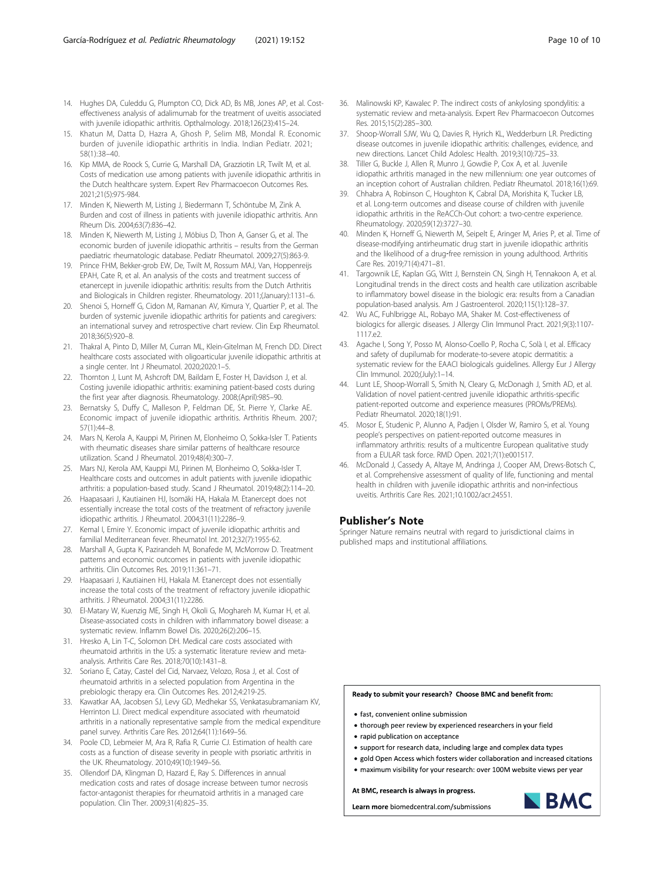14. Hughes DA, Culeddu G, Plumpton CO, Dick AD, Bs MB, Jones AP, et al. Cost-effectiveness analysis of adalimumab for the treatment of uveitis associated with juvenile idiopathic arthritis. Opthalmology. 2018;126(23):415–24.
15. Khatun M, Datta D, Hazra A, Ghosh P, Selim MB, Mondal R. Economic burden of juvenile idiopathic arthritis in India. Indian Pediatr. 2021; 58(1):38–40.
16. Kip MMA, de Roock S, Currie G, Marshall DA, Grazziotin LR, Twilt M, et al. Costs of medication use among patients with juvenile idiopathic arthritis in the Dutch healthcare system. Expert Rev Pharmacoecon Outcomes Res. 2021;21(5):975-984.
17. Minden K, Niewerth M, Listing J, Biedermann T, Schöntube M, Zink A. Burden and cost of illness in patients with juvenile idiopathic arthritis. Ann Rheum Dis. 2004;63(7):836–42.
18. Minden K, Niewerth M, Listing J, Möbius D, Thon A, Ganser G, et al. The economic burden of juvenile idiopathic arthritis – results from the German paediatric rheumatologic database. Pediatr Rheumatol. 2009;27(5):863-9.
19. Prince FHM, Bekker-grob EW, De, Twilt M, Rossum MAJ, Van, Hoppenreijs EPAH, Cate R, et al. An analysis of the costs and treatment success of etanercept in juvenile idiopathic arthritis: results from the Dutch Arthritis and Biologicals in Children register. Rheumatology. 2011;(January):1131–6.
20. Shenoi S, Horneff G, Cidon M, Ramanan AV, Kimura Y, Quartier P, et al. The burden of systemic juvenile idiopathic arthritis for patients and caregivers: an international survey and retrospective chart review. Clin Exp Rheumatol. 2018;36(5):920–8.
21. Thakral A, Pinto D, Miller M, Curran ML, Klein-Gitelman M, French DD. Direct healthcare costs associated with oligoarticular juvenile idiopathic arthritis at a single center. Int J Rheumatol. 2020;2020:1–5.
22. Thornton J, Lunt M, Ashcroft DM, Baildam E, Foster H, Davidson J, et al. Costing juvenile idiopathic arthritis: examining patient-based costs during the first year after diagnosis. Rheumatology. 2008;(April):985–90.
23. Bernatsky S, Duffy C, Malleson P, Feldman DE, St. Pierre Y, Clarke AE. Economic impact of juvenile idiopathic arthritis. Arthritis Rheum. 2007; 57(1):44–8.
24. Mars N, Kerola A, Kauppi M, Pirinen M, Elonheimo O, Sokka-Isler T. Patients with rheumatic diseases share similar patterns of healthcare resource utilization. Scand J Rheumatol. 2019;48(4):300–7.
25. Mars NJ, Kerola AM, Kauppi MJ, Pirinen M, Elonheimo O, Sokka-Isler T. Healthcare costs and outcomes in adult patients with juvenile idiopathic arthritis: a population-based study. Scand J Rheumatol. 2019;48(2):114–20.
26. Haapasaari J, Kautiainen HJ, Isomäki HA, Hakala M. Etanercept does not essentially increase the total costs of the treatment of refractory juvenile idiopathic arthritis. J Rheumatol. 2004;31(11):2286–9.
27. Kemal I, Emire Y. Economic impact of juvenile idiopathic arthritis and familial Mediterranean fever. Rheumatol Int. 2012;32(7):1955-62.
28. Marshall A, Gupta K, Pazirandeh M, Bonafede M, McMorrow D. Treatment patterns and economic outcomes in patients with juvenile idiopathic arthritis. Clin Outcomes Res. 2019;11:361–71.
29. Haapasaari J, Kautiainen HJ, Hakala M. Etanercept does not essentially increase the total costs of the treatment of refractory juvenile idiopathic arthritis. J Rheumatol. 2004;31(11):2286.
30. El-Matary W, Kuenzig ME, Singh H, Okoli G, Moghareh M, Kumar H, et al. Disease-associated costs in children with inflammatory bowel disease: a systematic review. Inflamm Bowel Dis. 2020;26(2):206–15.
31. Hresko A, Lin T-C, Solomon DH. Medical care costs associated with rheumatoid arthritis in the US: a systematic literature review and meta-analysis. Arthritis Care Res. 2018;70(10):1431–8.
32. Soriano E, Catay, Castel del Cid, Narvaez, Velozo, Rosa J, et al. Cost of rheumatoid arthritis in a selected population from Argentina in the prebiologic therapy era. Clin Outcomes Res. 2012;4:219-25.
33. Kawatkar AA, Jacobsen SJ, Levy GD, Medhekar SS, Venkatasubramaniam KV, Herrinton LJ. Direct medical expenditure associated with rheumatoid arthritis in a nationally representative sample from the medical expenditure panel survey. Arthritis Care Res. 2012;64(11):1649–56.
34. Poole CD, Lebmeier M, Ara R, Rafia R, Currie CJ. Estimation of health care costs as a function of disease severity in people with psoriatic arthritis in the UK. Rheumatology. 2010;49(10):1949–56.
35. Ollendorf DA, Klingman D, Hazard E, Ray S. Differences in annual medication costs and rates of dosage increase between tumor necrosis factor-antagonist therapies for rheumatoid arthritis in a managed care population. Clin Ther. 2009;31(4):825–35.
36. Malinowski KP, Kawalec P. The indirect costs of ankylosing spondylitis: a systematic review and meta-analysis. Expert Rev Pharmacoecon Outcomes Res. 2015;15(2):285–300.
37. Shoop-Worrall SJW, Wu Q, Davies R, Hyrich KL, Wedderburn LR. Predicting disease outcomes in juvenile idiopathic arthritis: challenges, evidence, and new directions. Lancet Child Adolesc Health. 2019;3(10):725–33.
38. Tiller G, Buckle J, Allen R, Munro J, Gowdie P, Cox A, et al. Juvenile idiopathic arthritis managed in the new millennium: one year outcomes of an inception cohort of Australian children. Pediatr Rheumatol. 2018;16(1):69.
39. Chhabra A, Robinson C, Houghton K, Cabral DA, Morishita K, Tucker LB, et al. Long-term outcomes and disease course of children with juvenile idiopathic arthritis in the ReACCh-Out cohort: a two-centre experience. Rheumatology. 2020;59(12):3727–30.
40. Minden K, Horneff G, Niewerth M, Seipelt E, Aringer M, Aries P, et al. Time of disease-modifying antirheumatic drug start in juvenile idiopathic arthritis and the likelihood of a drug-free remission in young adulthood. Arthritis Care Res. 2019;71(4):471–81.
41. Targownik LE, Kaplan GG, Witt J, Bernstein CN, Singh H, Tennakoon A, et al. Longitudinal trends in the direct costs and health care utilization ascribable to inflammatory bowel disease in the biologic era: results from a Canadian population-based analysis. Am J Gastroenterol. 2020;115(1):128–37.
42. Wu AC, Fuhlbrigge AL, Robayo MA, Shaker M. Cost-effectiveness of biologics for allergic diseases. J Allergy Clin Immunol Pract. 2021;9(3):1107-1117.e2.
43. Agache I, Song Y, Posso M, Alonso-Coello P, Rocha C, Solà I, et al. Efficacy and safety of dupilumab for moderate-to-severe atopic dermatitis: a systematic review for the EAACI biologicals guidelines. Allergy Eur J Allergy Clin Immunol. 2020;(July):1–14.
44. Lunt LE, Shoop-Worrall S, Smith N, Cleary G, McDonagh J, Smith AD, et al. Validation of novel patient-centred juvenile idiopathic arthritis-specific patient-reported outcome and experience measures (PROMs/PREMs). Pediatr Rheumatol. 2020;18(1):91.
45. Mosor E, Studenic P, Alunno A, Padjen I, Olsder W, Ramiro S, et al. Young people's perspectives on patient-reported outcome measures in inflammatory arthritis: results of a multicentre European qualitative study from a EULAR task force. RMD Open. 2021;7(1):e001517.
46. McDonald J, Cassedy A, Altaye M, Andringa J, Cooper AM, Drews-Botsch C, et al. Comprehensive assessment of quality of life, functioning and mental health in children with juvenile idiopathic arthritis and non-infectious uveitis. Arthritis Care Res. 2021;10.1002/acr.24551.

## Publisher's Note

Springer Nature remains neutral with regard to jurisdictional claims in published maps and institutional affiliations.

**Ready to submit your research? Choose BMC and benefit from:**

- fast, convenient online submission
- thorough peer review by experienced researchers in your field
- rapid publication on acceptance
- support for research data, including large and complex data types
- gold Open Access which fosters wider collaboration and increased citations
- maximum visibility for your research: over 100M website views per year

**At BMC, research is always in progress.**

**Learn more** biomedcentral.com/submissions

BMC